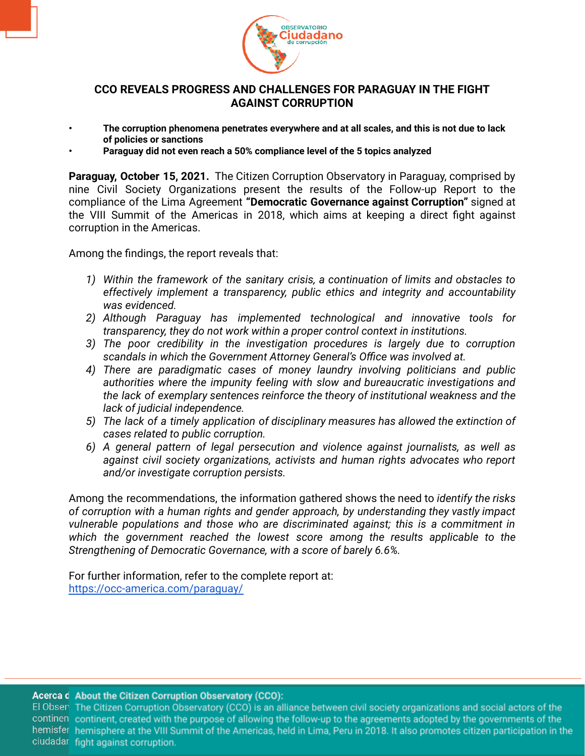# CCO REVEALS PROGRESS AND CHALLENGES FOR PARAGUAY IN THE FIGHT AGAINST CORRUPTION

- **The corruption phenomena penetrates everywhere and at all scales, and this is not due to lack of policies or sanctions**
- **Paraguay did not even reach a 50% compliance level of the 5 topics analyzed**

**Paraguay, October 15, 2021.** The Citizen Corruption Observatory in Paraguay, comprised by nine Civil Society Organizations present the results of the Follow-up Report to the compliance of the Lima Agreement **"Democratic Governance against Corruption"** signed at the VIII Summit of the Americas in 2018, which aims at keeping a direct fight against corruption in the Americas.

Among the findings, the report reveals that:

1) *Within the framework of the sanitary crisis, a continuation of limits and obstacles to effectively implement a transparency, public ethics and integrity and accountability was evidenced.*
2) *Although Paraguay has implemented technological and innovative tools for transparency, they do not work within a proper control context in institutions.*
3) *The poor credibility in the investigation procedures is largely due to corruption scandals in which the Government Attorney General's Office was involved at.*
4) *There are paradigmatic cases of money laundry involving politicians and public authorities where the impunity feeling with slow and bureaucratic investigations and the lack of exemplary sentences reinforce the theory of institutional weakness and the lack of judicial independence.*
5) *The lack of a timely application of disciplinary measures has allowed the extinction of cases related to public corruption.*
6) *A general pattern of legal persecution and violence against journalists, as well as against civil society organizations, activists and human rights advocates who report and/or investigate corruption persists.*

Among the recommendations, the information gathered shows the need to *identify the risks of corruption with a human rights and gender approach, by understanding they vastly impact vulnerable populations and those who are discriminated against; this is a commitment in which the government reached the lowest score among the results applicable to the Strengthening of Democratic Governance, with a score of barely 6.6%.*

For further information, refer to the complete report at:
https://occ-america.com/paraguay/

**About the Citizen Corruption Observatory (CCO):**
The Citizen Corruption Observatory (CCO) is an alliance between civil society organizations and social actors of the continent, created with the purpose of allowing the follow-up to the agreements adopted by the governments of the hemisphere at the VIII Summit of the Americas, held in Lima, Peru in 2018. It also promotes citizen participation in the fight against corruption.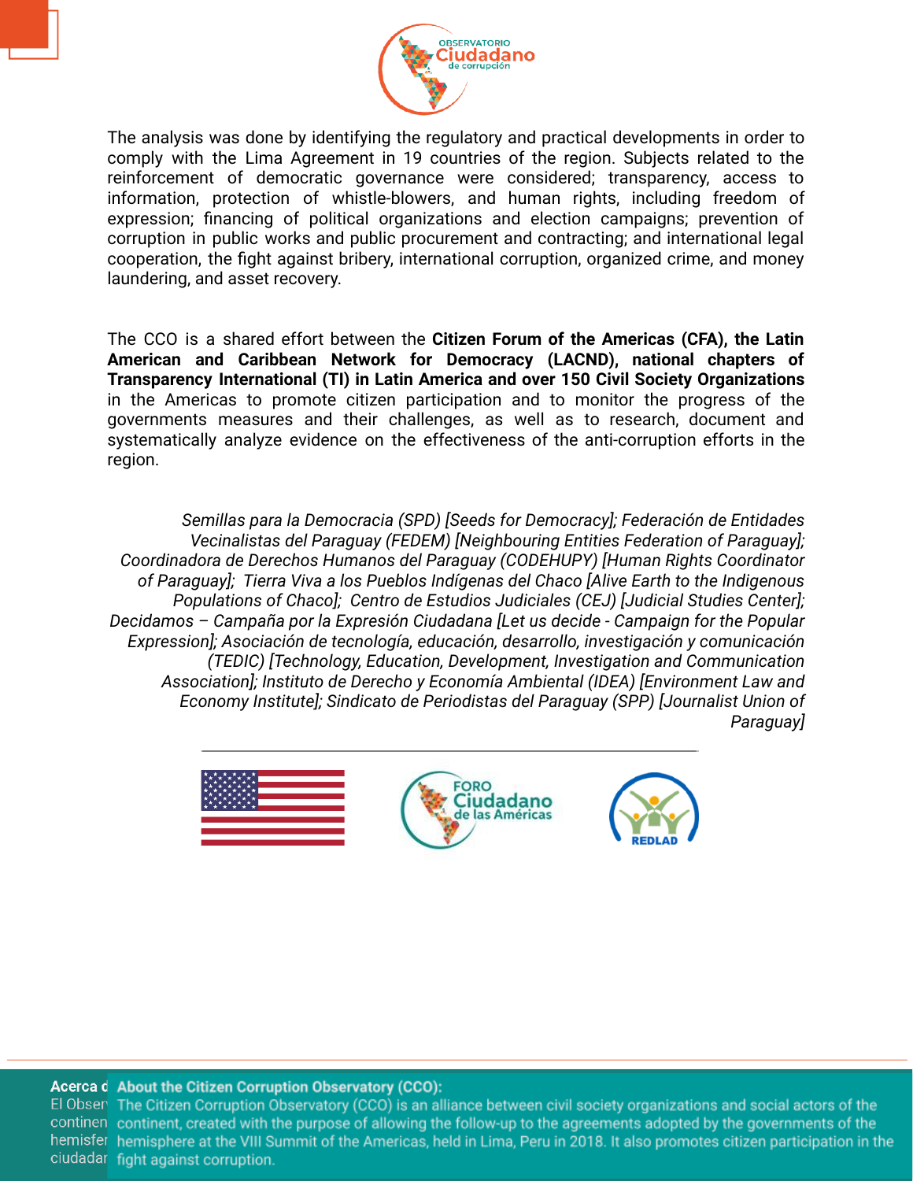The analysis was done by identifying the regulatory and practical developments in order to comply with the Lima Agreement in 19 countries of the region. Subjects related to the reinforcement of democratic governance were considered; transparency, access to information, protection of whistle-blowers, and human rights, including freedom of expression; financing of political organizations and election campaigns; prevention of corruption in public works and public procurement and contracting; and international legal cooperation, the fight against bribery, international corruption, organized crime, and money laundering, and asset recovery.

The CCO is a shared effort between the **Citizen Forum of the Americas (CFA), the Latin American and Caribbean Network for Democracy (LACND), national chapters of Transparency International (TI) in Latin America and over 150 Civil Society Organizations** in the Americas to promote citizen participation and to monitor the progress of the governments measures and their challenges, as well as to research, document and systematically analyze evidence on the effectiveness of the anti-corruption efforts in the region.

*Semillas para la Democracia (SPD) [Seeds for Democracy]; Federación de Entidades Vecinalistas del Paraguay (FEDEM) [Neighbouring Entities Federation of Paraguay]; Coordinadora de Derechos Humanos del Paraguay (CODEHUPY) [Human Rights Coordinator of Paraguay]; Tierra Viva a los Pueblos Indígenas del Chaco [Alive Earth to the Indigenous Populations of Chaco]; Centro de Estudios Judiciales (CEJ) [Judicial Studies Center]; Decidamos – Campaña por la Expresión Ciudadana [Let us decide - Campaign for the Popular Expression]; Asociación de tecnología, educación, desarrollo, investigación y comunicación (TEDIC) [Technology, Education, Development, Investigation and Communication Association]; Instituto de Derecho y Economía Ambiental (IDEA) [Environment Law and Economy Institute]; Sindicato de Periodistas del Paraguay (SPP) [Journalist Union of Paraguay]*

**About the Citizen Corruption Observatory (CCO):**
The Citizen Corruption Observatory (CCO) is an alliance between civil society organizations and social actors of the continent, created with the purpose of allowing the follow-up to the agreements adopted by the governments of the hemisphere at the VIII Summit of the Americas, held in Lima, Peru in 2018. It also promotes citizen participation in the fight against corruption.